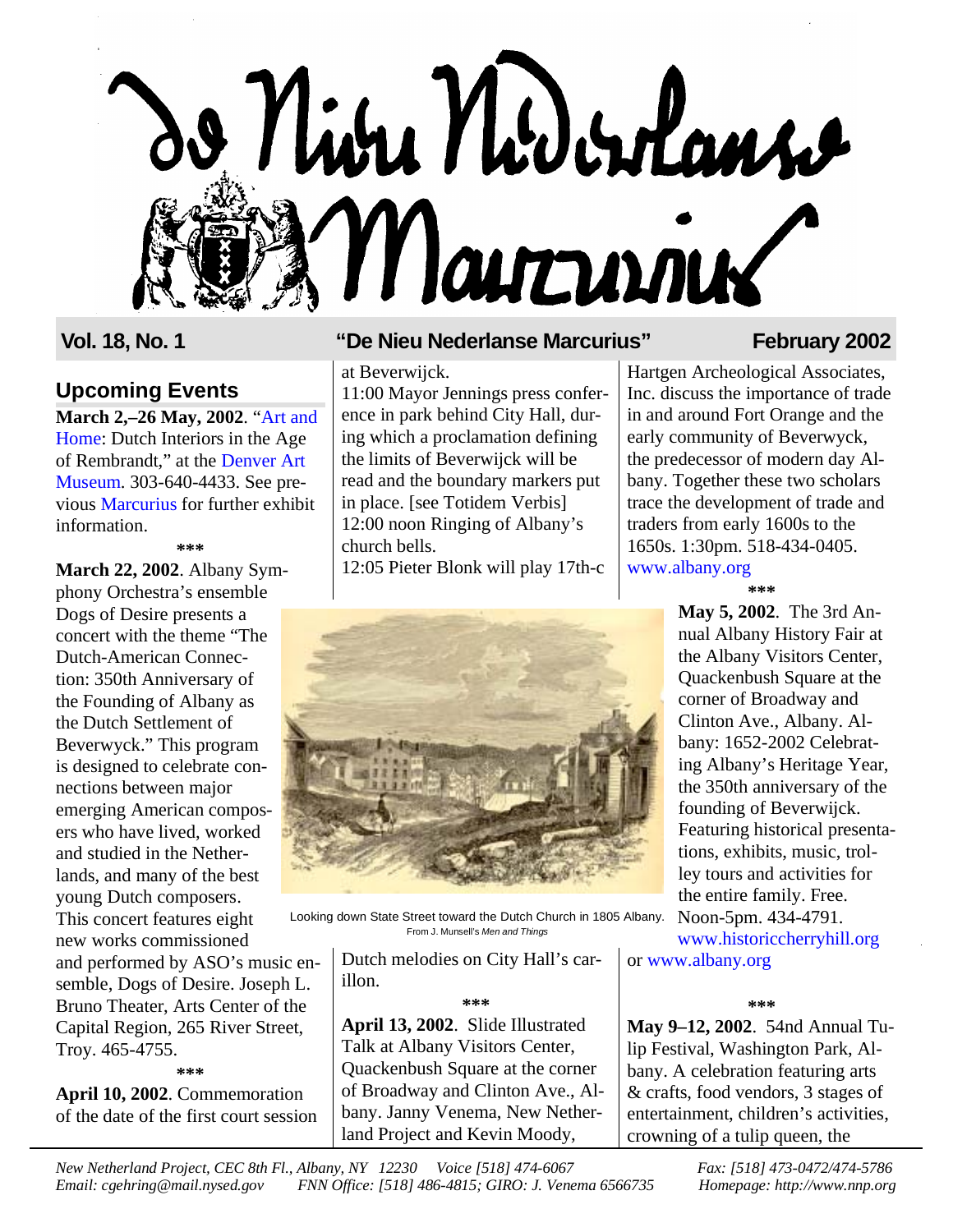# De Nieu Nederlanse Marcurius

**Vol. 18, No. 1** — **"De Nieu Nederlanse Marcurius"** — **February 2002**

## Upcoming Events

**March 2,–26 May, 2002**. "Art and Home: Dutch Interiors in the Age of Rembrandt," at the Denver Art Museum. 303-640-4433. See previous Marcurius for further exhibit information.

\*\*\*

**March 22, 2002**. Albany Symphony Orchestra's ensemble Dogs of Desire presents a concert with the theme "The Dutch-American Connection: 350th Anniversary of the Founding of Albany as the Dutch Settlement of Beverwyck." This program is designed to celebrate connections between major emerging American composers who have lived, worked and studied in the Netherlands, and many of the best young Dutch composers. This concert features eight new works commissioned and performed by ASO's music ensemble, Dogs of Desire. Joseph L. Bruno Theater, Arts Center of the Capital Region, 265 River Street, Troy. 465-4755.

\*\*\*

**April 10, 2002**. Commemoration of the date of the first court session at Beverwijck.
11:00 Mayor Jennings press conference in park behind City Hall, during which a proclamation defining the limits of Beverwijck will be read and the boundary markers put in place. [see Totidem Verbis]
12:00 noon Ringing of Albany's church bells.
12:05 Pieter Blonk will play 17th-c Dutch melodies on City Hall's carillon.

Looking down State Street toward the Dutch Church in 1805 Albany. From J. Munsell's *Men and Things*

\*\*\*

**April 13, 2002**. Slide Illustrated Talk at Albany Visitors Center, Quackenbush Square at the corner of Broadway and Clinton Ave., Albany. Janny Venema, New Netherland Project and Kevin Moody, Hartgen Archeological Associates, Inc. discuss the importance of trade in and around Fort Orange and the early community of Beverwyck, the predecessor of modern day Albany. Together these two scholars trace the development of trade and traders from early 1600s to the 1650s. 1:30pm. 518-434-0405. www.albany.org

\*\*\*

**May 5, 2002**. The 3rd Annual Albany History Fair at the Albany Visitors Center, Quackenbush Square at the corner of Broadway and Clinton Ave., Albany. Albany: 1652-2002 Celebrating Albany's Heritage Year, the 350th anniversary of the founding of Beverwijck. Featuring historical presentations, exhibits, music, trolley tours and activities for the entire family. Free. Noon-5pm. 434-4791. www.historiccherryhill.org or www.albany.org

\*\*\*

**May 9–12, 2002**. 54nd Annual Tulip Festival, Washington Park, Albany. A celebration featuring arts & crafts, food vendors, 3 stages of entertainment, children's activities, crowning of a tulip queen, the

*New Netherland Project, CEC 8th Fl., Albany, NY 12230 Voice [518] 474-6067 Fax: [518] 473-0472/474-5786*
*Email: cgehring@mail.nysed.gov FNN Office: [518] 486-4815; GIRO: J. Venema 6566735 Homepage: http://www.nnp.org*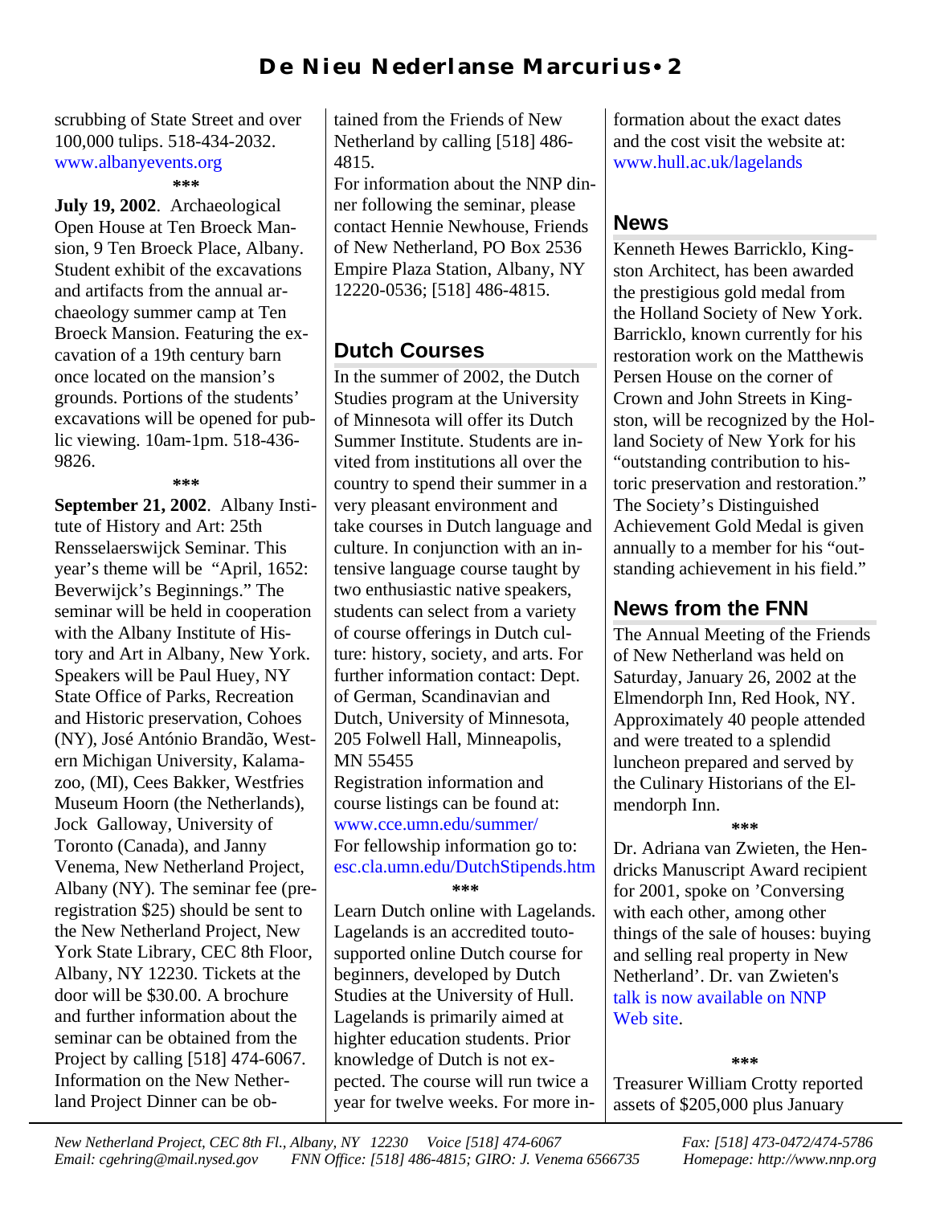scrubbing of State Street and over 100,000 tulips. 518-434-2032. www.albanyevents.org

***

**July 19, 2002**. Archaeological Open House at Ten Broeck Mansion, 9 Ten Broeck Place, Albany. Student exhibit of the excavations and artifacts from the annual archaeology summer camp at Ten Broeck Mansion. Featuring the excavation of a 19th century barn once located on the mansion's grounds. Portions of the students' excavations will be opened for public viewing. 10am-1pm. 518-436-9826.

***

**September 21, 2002**. Albany Institute of History and Art: 25th Rensselaerswijck Seminar. This year's theme will be "April, 1652: Beverwijck's Beginnings." The seminar will be held in cooperation with the Albany Institute of History and Art in Albany, New York. Speakers will be Paul Huey, NY State Office of Parks, Recreation and Historic preservation, Cohoes (NY), José António Brandão, Western Michigan University, Kalamazoo, (MI), Cees Bakker, Westfries Museum Hoorn (the Netherlands), Jock Galloway, University of Toronto (Canada), and Janny Venema, New Netherland Project, Albany (NY). The seminar fee (preregistration $25) should be sent to the New Netherland Project, New York State Library, CEC 8th Floor, Albany, NY 12230. Tickets at the door will be $30.00. A brochure and further information about the seminar can be obtained from the Project by calling [518] 474-6067. Information on the New Netherland Project Dinner can be obtained from the Friends of New Netherland by calling [518] 486-4815.

For information about the NNP dinner following the seminar, please contact Hennie Newhouse, Friends of New Netherland, PO Box 2536 Empire Plaza Station, Albany, NY 12220-0536; [518] 486-4815.

## Dutch Courses

In the summer of 2002, the Dutch Studies program at the University of Minnesota will offer its Dutch Summer Institute. Students are invited from institutions all over the country to spend their summer in a very pleasant environment and take courses in Dutch language and culture. In conjunction with an intensive language course taught by two enthusiastic native speakers, students can select from a variety of course offerings in Dutch culture: history, society, and arts. For further information contact: Dept. of German, Scandinavian and Dutch, University of Minnesota, 205 Folwell Hall, Minneapolis, MN 55455

Registration information and course listings can be found at: www.cce.umn.edu/summer/

For fellowship information go to: esc.cla.umn.edu/DutchStipends.htm

***

Learn Dutch online with Lagelands. Lagelands is an accredited touto-supported online Dutch course for beginners, developed by Dutch Studies at the University of Hull. Lagelands is primarily aimed at highter education students. Prior knowledge of Dutch is not expected. The course will run twice a year for twelve weeks. For more information about the exact dates and the cost visit the website at: www.hull.ac.uk/lagelands

## News

Kenneth Hewes Barricklo, Kingston Architect, has been awarded the prestigious gold medal from the Holland Society of New York. Barricklo, known currently for his restoration work on the Matthewis Persen House on the corner of Crown and John Streets in Kingston, will be recognized by the Holland Society of New York for his "outstanding contribution to historic preservation and restoration." The Society's Distinguished Achievement Gold Medal is given annually to a member for his "outstanding achievement in his field."

## News from the FNN

The Annual Meeting of the Friends of New Netherland was held on Saturday, January 26, 2002 at the Elmendorph Inn, Red Hook, NY. Approximately 40 people attended and were treated to a splendid luncheon prepared and served by the Culinary Historians of the Elmendorph Inn.

***

Dr. Adriana van Zwieten, the Hendricks Manuscript Award recipient for 2001, spoke on 'Conversing with each other, among other things of the sale of houses: buying and selling real property in New Netherland'. Dr. van Zwieten's talk is now available on NNP Web site.

***

Treasurer William Crotty reported assets of $205,000 plus January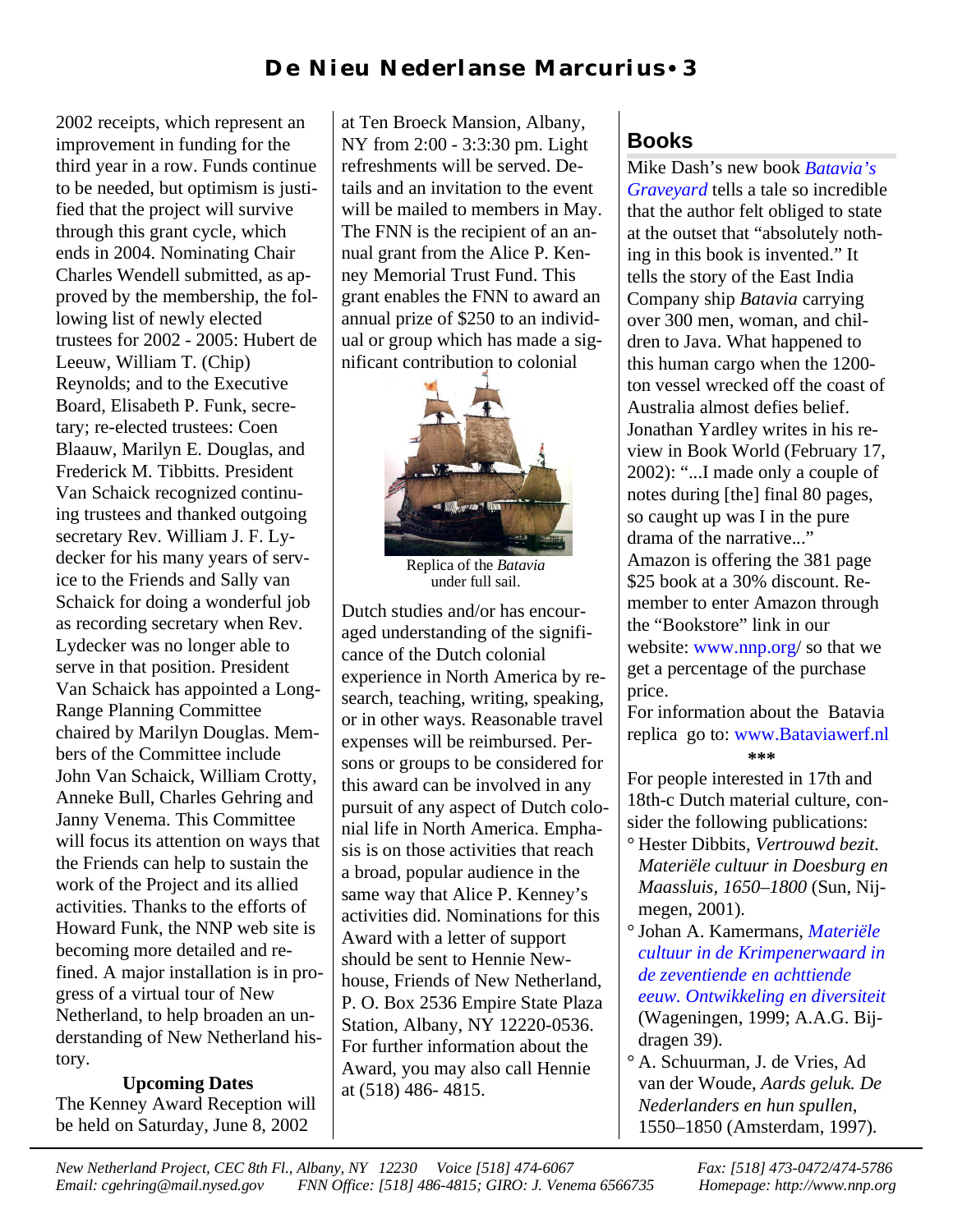2002 receipts, which represent an improvement in funding for the third year in a row. Funds continue to be needed, but optimism is justified that the project will survive through this grant cycle, which ends in 2004. Nominating Chair Charles Wendell submitted, as approved by the membership, the following list of newly elected trustees for 2002 - 2005: Hubert de Leeuw, William T. (Chip) Reynolds; and to the Executive Board, Elisabeth P. Funk, secretary; re-elected trustees: Coen Blaauw, Marilyn E. Douglas, and Frederick M. Tibbitts. President Van Schaick recognized continuing trustees and thanked outgoing secretary Rev. William J. F. Lydecker for his many years of service to the Friends and Sally van Schaick for doing a wonderful job as recording secretary when Rev. Lydecker was no longer able to serve in that position. President Van Schaick has appointed a Long-Range Planning Committee chaired by Marilyn Douglas. Members of the Committee include John Van Schaick, William Crotty, Anneke Bull, Charles Gehring and Janny Venema. This Committee will focus its attention on ways that the Friends can help to sustain the work of the Project and its allied activities. Thanks to the efforts of Howard Funk, the NNP web site is becoming more detailed and refined. A major installation is in progress of a virtual tour of New Netherland, to help broaden an understanding of New Netherland history.

**Upcoming Dates**

The Kenney Award Reception will be held on Saturday, June 8, 2002 at Ten Broeck Mansion, Albany, NY from 2:00 - 3:3:30 pm. Light refreshments will be served. Details and an invitation to the event will be mailed to members in May. The FNN is the recipient of an annual grant from the Alice P. Kenney Memorial Trust Fund. This grant enables the FNN to award an annual prize of $250 to an individual or group which has made a significant contribution to colonial Dutch studies and/or has encouraged understanding of the significance of the Dutch colonial experience in North America by research, teaching, writing, speaking, or in other ways. Reasonable travel expenses will be reimbursed. Persons or groups to be considered for this award can be involved in any pursuit of any aspect of Dutch colonial life in North America. Emphasis is on those activities that reach a broad, popular audience in the same way that Alice P. Kenney's activities did. Nominations for this Award with a letter of support should be sent to Hennie Newhouse, Friends of New Netherland, P. O. Box 2536 Empire State Plaza Station, Albany, NY 12220-0536. For further information about the Award, you may also call Hennie at (518) 486- 4815.

Replica of the *Batavia* under full sail.

## Books

Mike Dash's new book *Batavia's Graveyard* tells a tale so incredible that the author felt obliged to state at the outset that "absolutely nothing in this book is invented." It tells the story of the East India Company ship *Batavia* carrying over 300 men, woman, and children to Java. What happened to this human cargo when the 1200-ton vessel wrecked off the coast of Australia almost defies belief. Jonathan Yardley writes in his review in Book World (February 17, 2002): "...I made only a couple of notes during [the] final 80 pages, so caught up was I in the pure drama of the narrative..." Amazon is offering the 381 page $25 book at a 30% discount. Remember to enter Amazon through the "Bookstore" link in our website: www.nnp.org/ so that we get a percentage of the purchase price.

For information about the Batavia replica go to: www.Bataviawerf.nl

***

For people interested in 17th and 18th-c Dutch material culture, consider the following publications:

- Hester Dibbits, *Vertrouwd bezit. Materiële cultuur in Doesburg en Maassluis, 1650–1800* (Sun, Nijmegen, 2001).
- Johan A. Kamermans, *Materiële cultuur in de Krimpenerwaard in de zeventiende en achttiende eeuw. Ontwikkeling en diversiteit* (Wageningen, 1999; A.A.G. Bijdragen 39).
- A. Schuurman, J. de Vries, Ad van der Woude, *Aards geluk. De Nederlanders en hun spullen*, 1550–1850 (Amsterdam, 1997).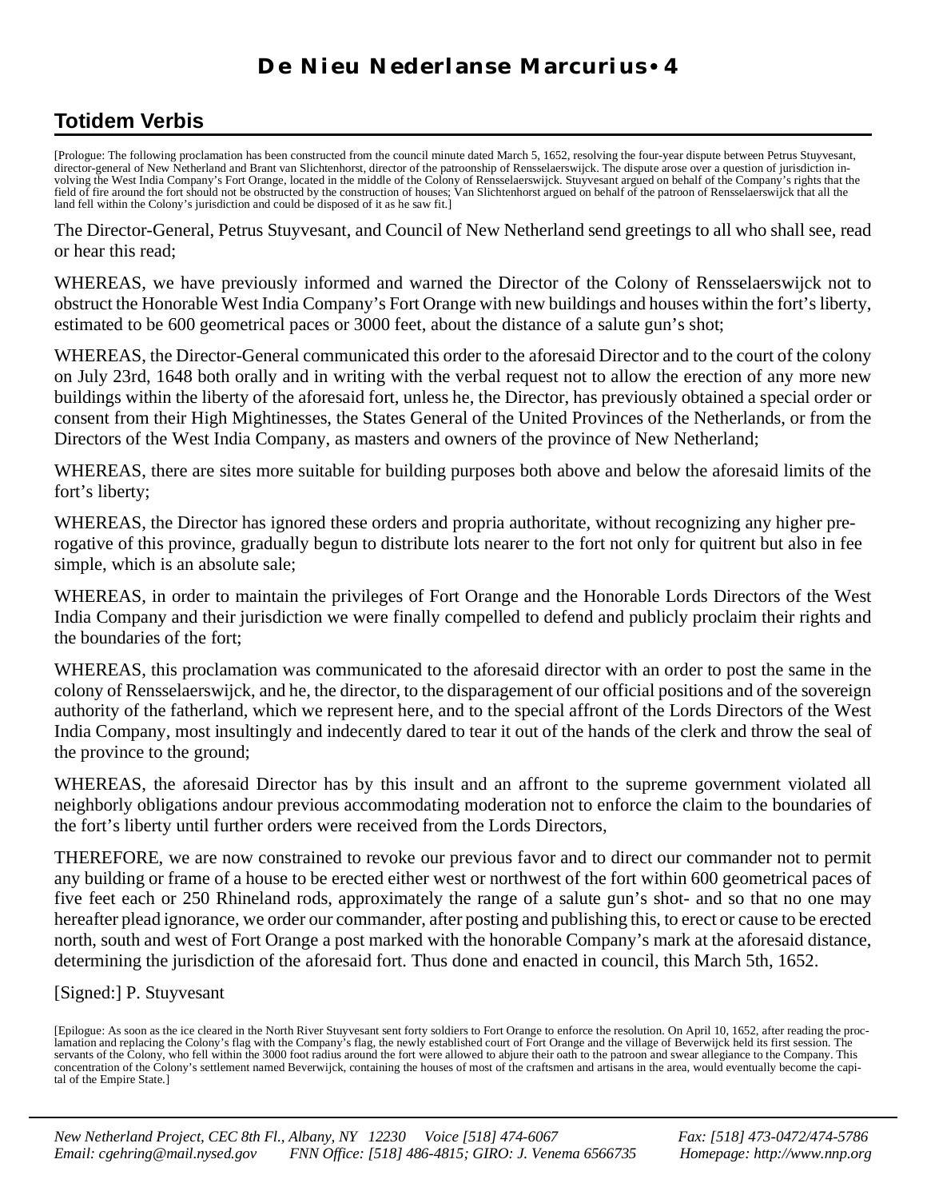## Totidem Verbis

[Prologue: The following proclamation has been constructed from the council minute dated March 5, 1652, resolving the four-year dispute between Petrus Stuyvesant, director-general of New Netherland and Brant van Slichtenhorst, director of the patroonship of Rensselaerswijck. The dispute arose over a question of jurisdiction involving the West India Company's Fort Orange, located in the middle of the Colony of Rensselaerswijck. Stuyvesant argued on behalf of the Company's rights that the field of fire around the fort should not be obstructed by the construction of houses; Van Slichtenhorst argued on behalf of the patroon of Rensselaerswijck that all the land fell within the Colony's jurisdiction and could be disposed of it as he saw fit.]

The Director-General, Petrus Stuyvesant, and Council of New Netherland send greetings to all who shall see, read or hear this read;

WHEREAS, we have previously informed and warned the Director of the Colony of Rensselaerswijck not to obstruct the Honorable West India Company's Fort Orange with new buildings and houses within the fort's liberty, estimated to be 600 geometrical paces or 3000 feet, about the distance of a salute gun's shot;

WHEREAS, the Director-General communicated this order to the aforesaid Director and to the court of the colony on July 23rd, 1648 both orally and in writing with the verbal request not to allow the erection of any more new buildings within the liberty of the aforesaid fort, unless he, the Director, has previously obtained a special order or consent from their High Mightinesses, the States General of the United Provinces of the Netherlands, or from the Directors of the West India Company, as masters and owners of the province of New Netherland;

WHEREAS, there are sites more suitable for building purposes both above and below the aforesaid limits of the fort's liberty;

WHEREAS, the Director has ignored these orders and propria authoritate, without recognizing any higher prerogative of this province, gradually begun to distribute lots nearer to the fort not only for quitrent but also in fee simple, which is an absolute sale;

WHEREAS, in order to maintain the privileges of Fort Orange and the Honorable Lords Directors of the West India Company and their jurisdiction we were finally compelled to defend and publicly proclaim their rights and the boundaries of the fort;

WHEREAS, this proclamation was communicated to the aforesaid director with an order to post the same in the colony of Rensselaerswijck, and he, the director, to the disparagement of our official positions and of the sovereign authority of the fatherland, which we represent here, and to the special affront of the Lords Directors of the West India Company, most insultingly and indecently dared to tear it out of the hands of the clerk and throw the seal of the province to the ground;

WHEREAS, the aforesaid Director has by this insult and an affront to the supreme government violated all neighborly obligations andour previous accommodating moderation not to enforce the claim to the boundaries of the fort's liberty until further orders were received from the Lords Directors,

THEREFORE, we are now constrained to revoke our previous favor and to direct our commander not to permit any building or frame of a house to be erected either west or northwest of the fort within 600 geometrical paces of five feet each or 250 Rhineland rods, approximately the range of a salute gun's shot- and so that no one may hereafter plead ignorance, we order our commander, after posting and publishing this, to erect or cause to be erected north, south and west of Fort Orange a post marked with the honorable Company's mark at the aforesaid distance, determining the jurisdiction of the aforesaid fort. Thus done and enacted in council, this March 5th, 1652.

[Signed:] P. Stuyvesant

[Epilogue: As soon as the ice cleared in the North River Stuyvesant sent forty soldiers to Fort Orange to enforce the resolution. On April 10, 1652, after reading the proclamation and replacing the Colony's flag with the Company's flag, the newly established court of Fort Orange and the village of Beverwijck held its first session. The servants of the Colony, who fell within the 3000 foot radius around the fort were allowed to abjure their oath to the patroon and swear allegiance to the Company. This concentration of the Colony's settlement named Beverwijck, containing the houses of most of the craftsmen and artisans in the area, would eventually become the capital of the Empire State.]

*New Netherland Project, CEC 8th Fl., Albany, NY 12230 Voice [518] 474-6067 Fax: [518] 473-0472/474-5786*
*Email: cgehring@mail.nysed.gov FNN Office: [518] 486-4815; GIRO: J. Venema 6566735 Homepage: http://www.nnp.org*